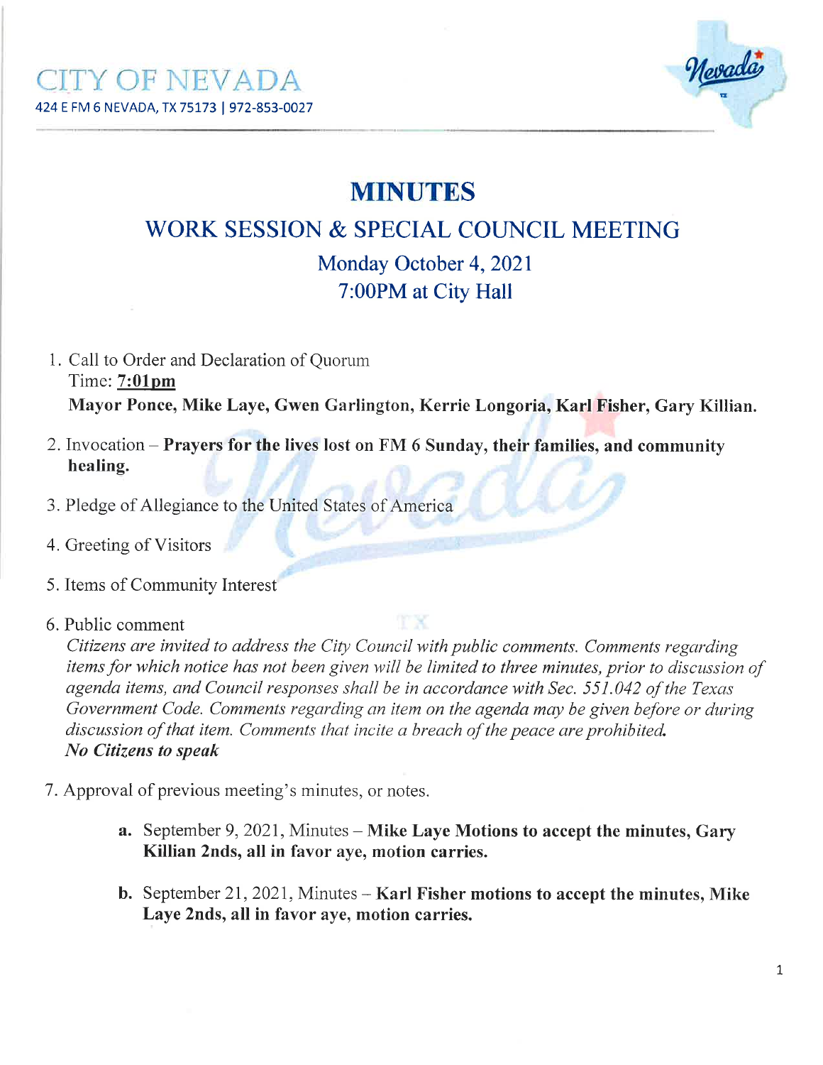# CITY OF NEVADA

424 E FM 6 NEVADA, TX 75173 | 972-853-0027

## MINUTES

## WORK SESSION & SPECIAL COUNCIL MEETING

### Monday October 4, 2021
### 7:00PM at City Hall

1. Call to Order and Declaration of Quorum
   Time: **7:01pm**
   **Mayor Ponce, Mike Laye, Gwen Garlington, Kerrie Longoria, Karl Fisher, Gary Killian.**

2. Invocation – **Prayers for the lives lost on FM 6 Sunday, their families, and community healing.**

3. Pledge of Allegiance to the United States of America

4. Greeting of Visitors

5. Items of Community Interest

6. Public comment
   *Citizens are invited to address the City Council with public comments. Comments regarding items for which notice has not been given will be limited to three minutes, prior to discussion of agenda items, and Council responses shall be in accordance with Sec. 551.042 of the Texas Government Code. Comments regarding an item on the agenda may be given before or during discussion of that item. Comments that incite a breach of the peace are prohibited.*
   ***No Citizens to speak***

7. Approval of previous meeting's minutes, or notes.

   a. September 9, 2021, Minutes – **Mike Laye Motions to accept the minutes, Gary Killian 2nds, all in favor aye, motion carries.**

   b. September 21, 2021, Minutes – **Karl Fisher motions to accept the minutes, Mike Laye 2nds, all in favor aye, motion carries.**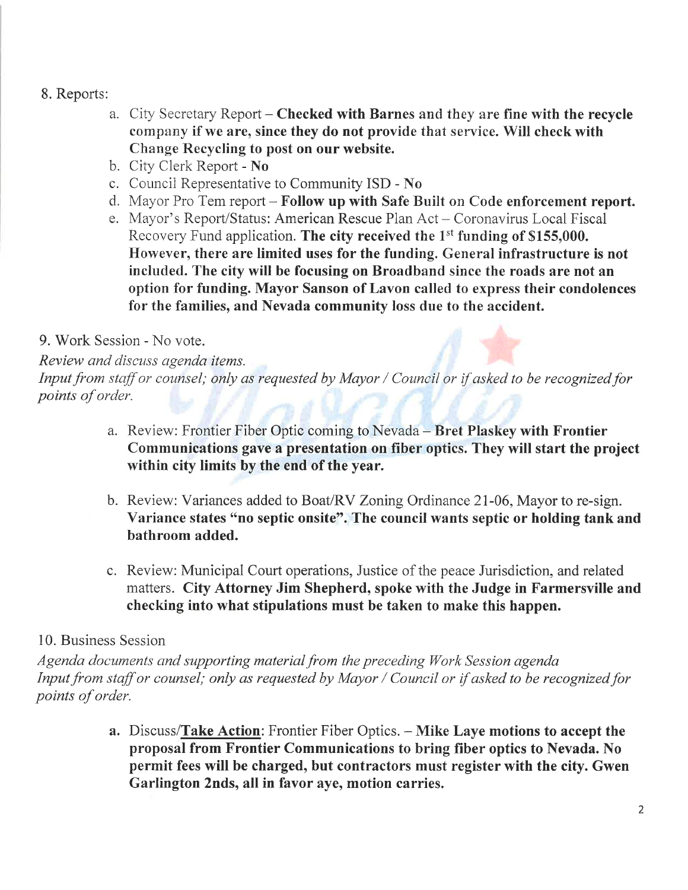8. Reports:

   a. City Secretary Report – **Checked with Barnes and they are fine with the recycle company if we are, since they do not provide that service. Will check with Change Recycling to post on our website.**
   b. City Clerk Report - **No**
   c. Council Representative to Community ISD - **No**
   d. Mayor Pro Tem report – **Follow up with Safe Built on Code enforcement report.**
   e. Mayor's Report/Status: American Rescue Plan Act – Coronavirus Local Fiscal Recovery Fund application. **The city received the 1st funding of $155,000. However, there are limited uses for the funding. General infrastructure is not included. The city will be focusing on Broadband since the roads are not an option for funding. Mayor Sanson of Lavon called to express their condolences for the families, and Nevada community loss due to the accident.**

9. Work Session - No vote.

*Review and discuss agenda items.*
*Input from staff or counsel; only as requested by Mayor / Council or if asked to be recognized for points of order.*

   a. Review: Frontier Fiber Optic coming to Nevada – **Bret Plaskey with Frontier Communications gave a presentation on fiber optics. They will start the project within city limits by the end of the year.**

   b. Review: Variances added to Boat/RV Zoning Ordinance 21-06, Mayor to re-sign. **Variance states "no septic onsite". The council wants septic or holding tank and bathroom added.**

   c. Review: Municipal Court operations, Justice of the peace Jurisdiction, and related matters. **City Attorney Jim Shepherd, spoke with the Judge in Farmersville and checking into what stipulations must be taken to make this happen.**

10. Business Session

*Agenda documents and supporting material from the preceding Work Session agenda*
*Input from staff or counsel; only as requested by Mayor / Council or if asked to be recognized for points of order.*

   **a.** Discuss/**Take Action**: Frontier Fiber Optics. – **Mike Laye motions to accept the proposal from Frontier Communications to bring fiber optics to Nevada. No permit fees will be charged, but contractors must register with the city. Gwen Garlington 2nds, all in favor aye, motion carries.**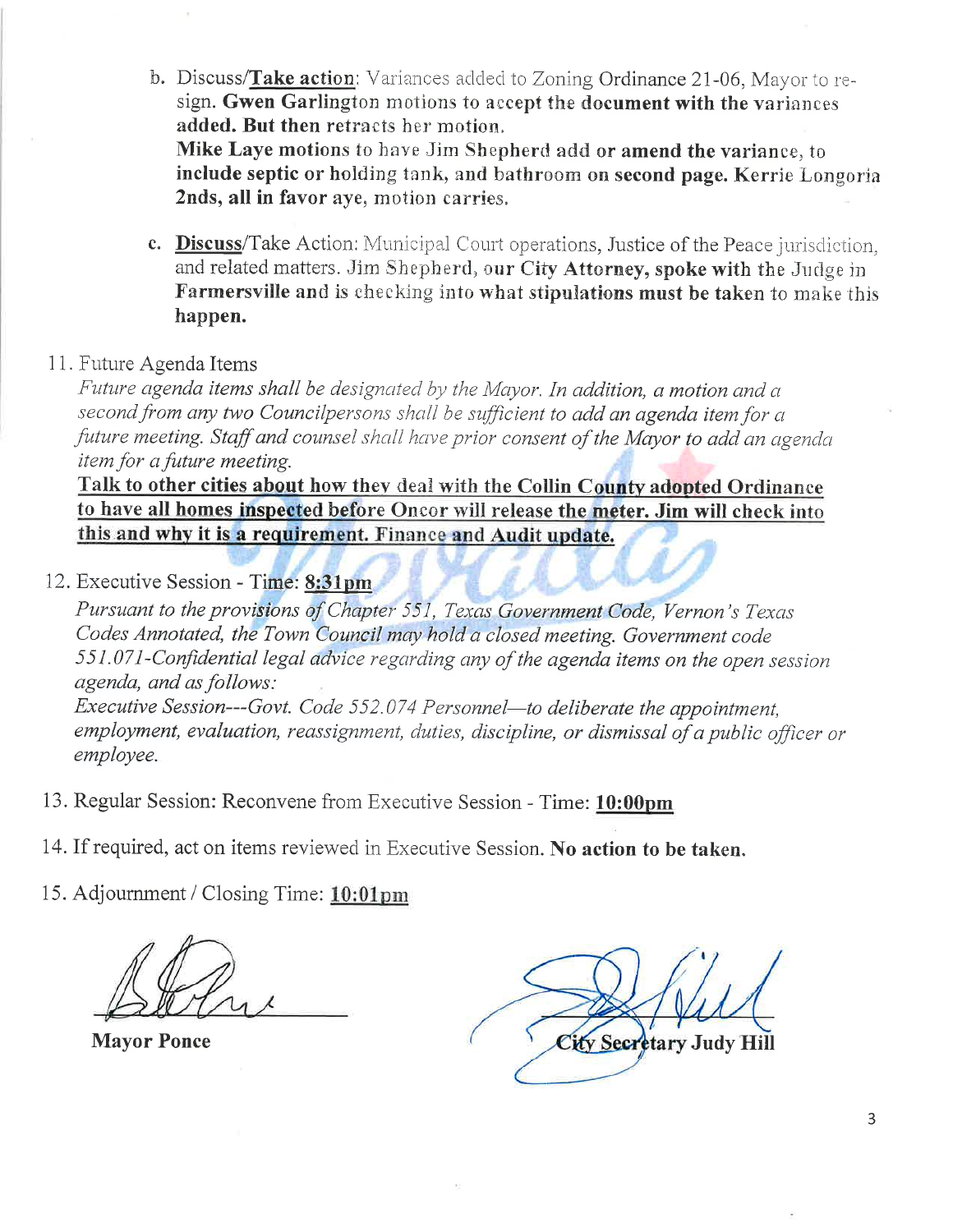b. Discuss/**Take action**: Variances added to Zoning Ordinance 21-06, Mayor to re-sign. **Gwen Garlington motions to accept the document with the variances added. But then retracts her motion.**
   **Mike Laye motions to have Jim Shepherd add or amend the variance, to include septic or holding tank, and bathroom on second page. Kerrie Longoria 2nds, all in favor aye, motion carries.**

c. **Discuss**/Take Action: Municipal Court operations, Justice of the Peace jurisdiction, and related matters. **Jim Shepherd, our City Attorney, spoke with the Judge in Farmersville and is checking into what stipulations must be taken to make this happen.**

11. Future Agenda Items
    *Future agenda items shall be designated by the Mayor. In addition, a motion and a second from any two Councilpersons shall be sufficient to add an agenda item for a future meeting. Staff and counsel shall have prior consent of the Mayor to add an agenda item for a future meeting.*
    **Talk to other cities about how they deal with the Collin County adopted Ordinance to have all homes inspected before Oncor will release the meter. Jim will check into this and why it is a requirement. Finance and Audit update.**

12. Executive Session - Time: **8:31pm**
    *Pursuant to the provisions of Chapter 551, Texas Government Code, Vernon's Texas Codes Annotated, the Town Council may hold a closed meeting. Government code 551.071-Confidential legal advice regarding any of the agenda items on the open session agenda, and as follows:*
    *Executive Session---Govt. Code 552.074 Personnel—to deliberate the appointment, employment, evaluation, reassignment, duties, discipline, or dismissal of a public officer or employee.*

13. Regular Session: Reconvene from Executive Session - Time: **10:00pm**

14. If required, act on items reviewed in Executive Session. **No action to be taken.**

15. Adjournment / Closing Time: **10:01pm**

**Mayor Ponce**

**City Secretary Judy Hill**